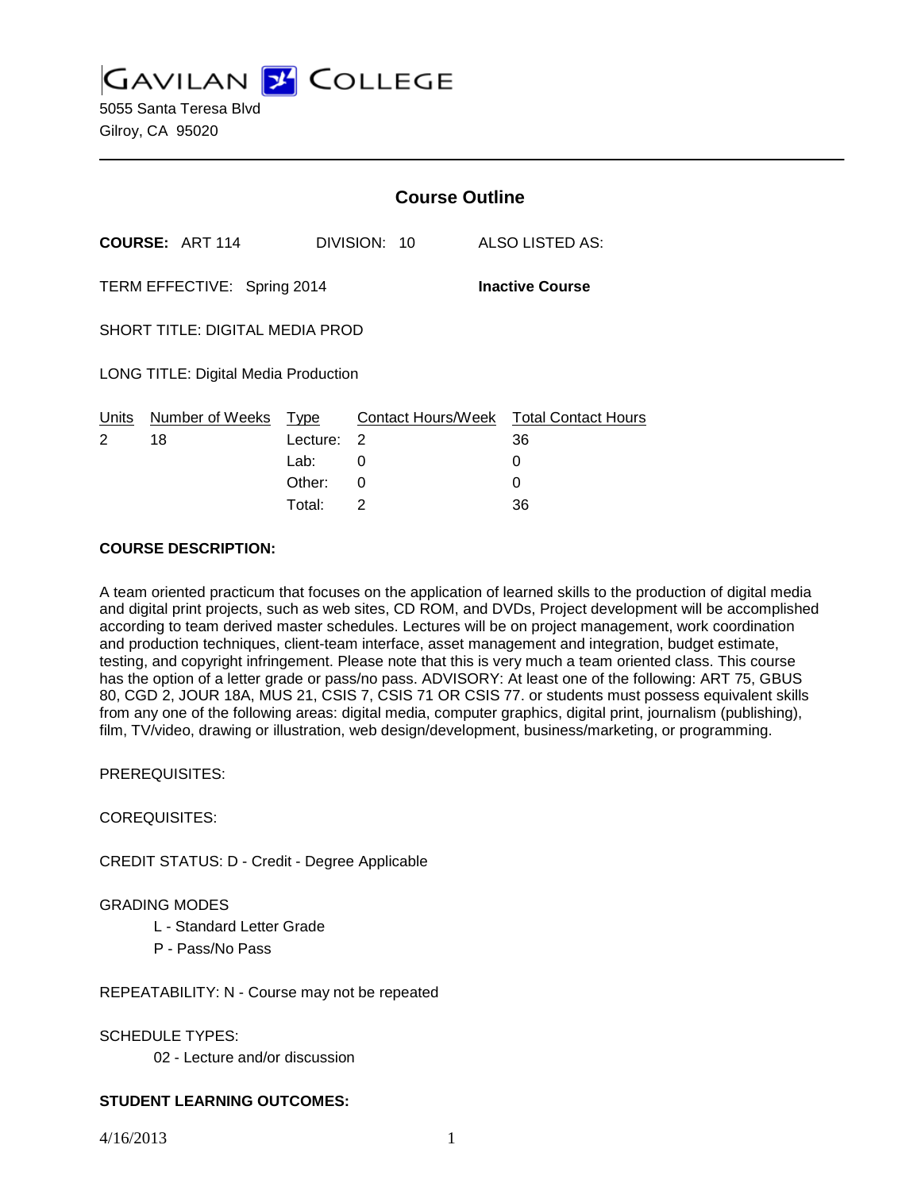# GAVILAN COLLEGE

5055 Santa Teresa Blvd
Gilroy, CA 95020

## Course Outline

**COURSE:** ART 114 DIVISION: 10 ALSO LISTED AS:

TERM EFFECTIVE: Spring 2014 **Inactive Course**

SHORT TITLE: DIGITAL MEDIA PROD

LONG TITLE: Digital Media Production

| Units | Number of Weeks | Type | Contact Hours/Week | Total Contact Hours |
|---|---|---|---|---|
| 2 | 18 | Lecture: | 2 | 36 |
| | | Lab: | 0 | 0 |
| | | Other: | 0 | 0 |
| | | Total: | 2 | 36 |

**COURSE DESCRIPTION:**

A team oriented practicum that focuses on the application of learned skills to the production of digital media and digital print projects, such as web sites, CD ROM, and DVDs, Project development will be accomplished according to team derived master schedules. Lectures will be on project management, work coordination and production techniques, client-team interface, asset management and integration, budget estimate, testing, and copyright infringement. Please note that this is very much a team oriented class. This course has the option of a letter grade or pass/no pass. ADVISORY: At least one of the following: ART 75, GBUS 80, CGD 2, JOUR 18A, MUS 21, CSIS 7, CSIS 71 OR CSIS 77. or students must possess equivalent skills from any one of the following areas: digital media, computer graphics, digital print, journalism (publishing), film, TV/video, drawing or illustration, web design/development, business/marketing, or programming.

PREREQUISITES:

COREQUISITES:

CREDIT STATUS: D - Credit - Degree Applicable

GRADING MODES

- L - Standard Letter Grade
- P - Pass/No Pass

REPEATABILITY: N - Course may not be repeated

SCHEDULE TYPES:

- 02 - Lecture and/or discussion

**STUDENT LEARNING OUTCOMES:**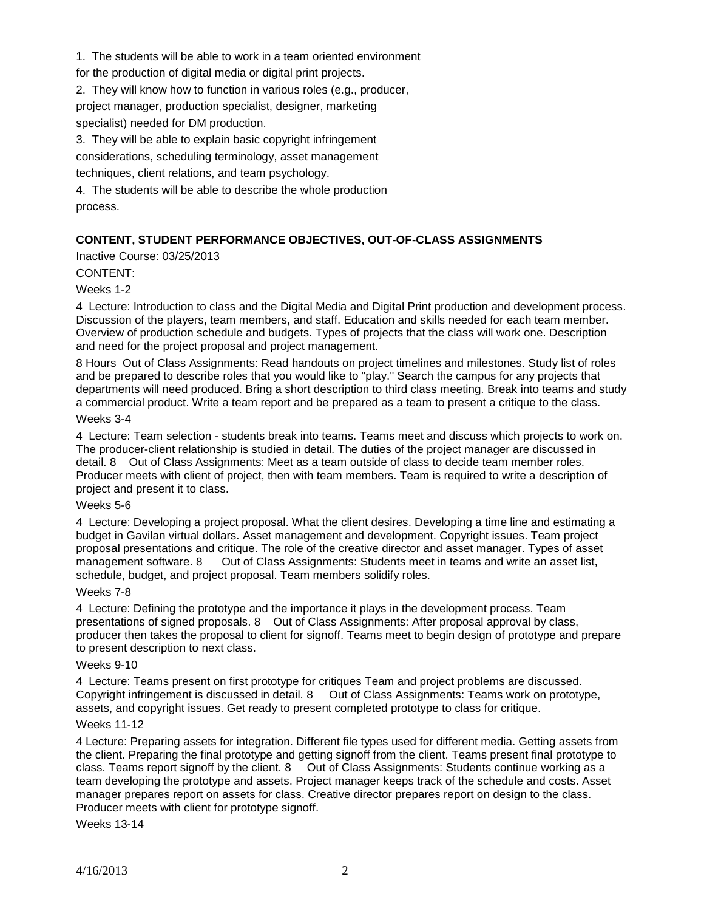1. The students will be able to work in a team oriented environment for the production of digital media or digital print projects.
2. They will know how to function in various roles (e.g., producer, project manager, production specialist, designer, marketing specialist) needed for DM production.
3. They will be able to explain basic copyright infringement considerations, scheduling terminology, asset management techniques, client relations, and team psychology.
4. The students will be able to describe the whole production process.

**CONTENT, STUDENT PERFORMANCE OBJECTIVES, OUT-OF-CLASS ASSIGNMENTS**

Inactive Course: 03/25/2013

CONTENT:

Weeks 1-2

4 Lecture: Introduction to class and the Digital Media and Digital Print production and development process. Discussion of the players, team members, and staff. Education and skills needed for each team member. Overview of production schedule and budgets. Types of projects that the class will work one. Description and need for the project proposal and project management.

8 Hours Out of Class Assignments: Read handouts on project timelines and milestones. Study list of roles and be prepared to describe roles that you would like to "play." Search the campus for any projects that departments will need produced. Bring a short description to third class meeting. Break into teams and study a commercial product. Write a team report and be prepared as a team to present a critique to the class.

Weeks 3-4

4 Lecture: Team selection - students break into teams. Teams meet and discuss which projects to work on. The producer-client relationship is studied in detail. The duties of the project manager are discussed in detail. 8 Out of Class Assignments: Meet as a team outside of class to decide team member roles. Producer meets with client of project, then with team members. Team is required to write a description of project and present it to class.

Weeks 5-6

4 Lecture: Developing a project proposal. What the client desires. Developing a time line and estimating a budget in Gavilan virtual dollars. Asset management and development. Copyright issues. Team project proposal presentations and critique. The role of the creative director and asset manager. Types of asset management software. 8 Out of Class Assignments: Students meet in teams and write an asset list, schedule, budget, and project proposal. Team members solidify roles.

Weeks 7-8

4 Lecture: Defining the prototype and the importance it plays in the development process. Team presentations of signed proposals. 8 Out of Class Assignments: After proposal approval by class, producer then takes the proposal to client for signoff. Teams meet to begin design of prototype and prepare to present description to next class.

Weeks 9-10

4 Lecture: Teams present on first prototype for critiques Team and project problems are discussed. Copyright infringement is discussed in detail. 8 Out of Class Assignments: Teams work on prototype, assets, and copyright issues. Get ready to present completed prototype to class for critique.

Weeks 11-12

4 Lecture: Preparing assets for integration. Different file types used for different media. Getting assets from the client. Preparing the final prototype and getting signoff from the client. Teams present final prototype to class. Teams report signoff by the client. 8 Out of Class Assignments: Students continue working as a team developing the prototype and assets. Project manager keeps track of the schedule and costs. Asset manager prepares report on assets for class. Creative director prepares report on design to the class. Producer meets with client for prototype signoff.

Weeks 13-14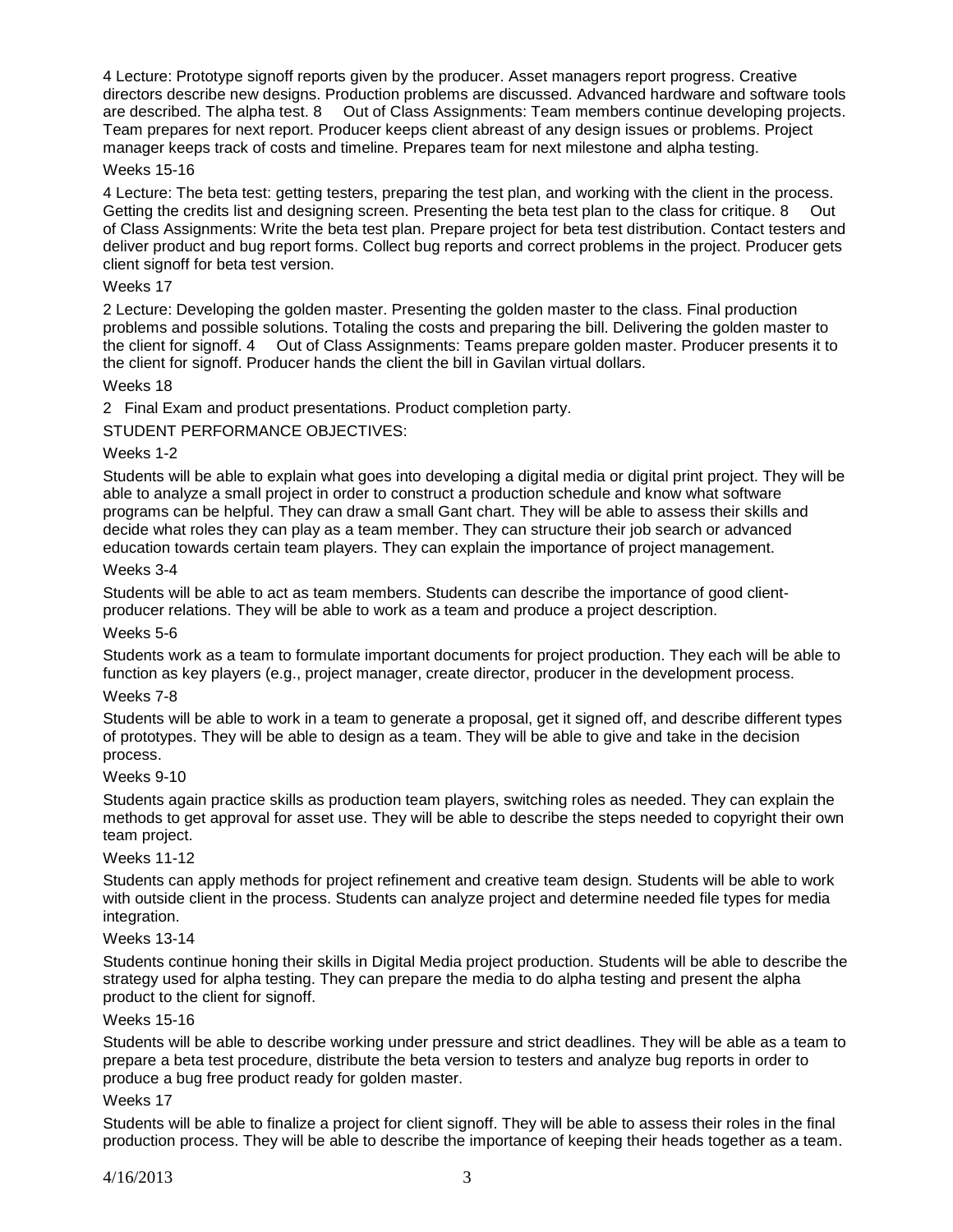4 Lecture: Prototype signoff reports given by the producer. Asset managers report progress. Creative directors describe new designs. Production problems are discussed. Advanced hardware and software tools are described. The alpha test. 8 Out of Class Assignments: Team members continue developing projects. Team prepares for next report. Producer keeps client abreast of any design issues or problems. Project manager keeps track of costs and timeline. Prepares team for next milestone and alpha testing.

Weeks 15-16

4 Lecture: The beta test: getting testers, preparing the test plan, and working with the client in the process. Getting the credits list and designing screen. Presenting the beta test plan to the class for critique. 8 Out of Class Assignments: Write the beta test plan. Prepare project for beta test distribution. Contact testers and deliver product and bug report forms. Collect bug reports and correct problems in the project. Producer gets client signoff for beta test version.

Weeks 17

2 Lecture: Developing the golden master. Presenting the golden master to the class. Final production problems and possible solutions. Totaling the costs and preparing the bill. Delivering the golden master to the client for signoff. 4 Out of Class Assignments: Teams prepare golden master. Producer presents it to the client for signoff. Producer hands the client the bill in Gavilan virtual dollars.

Weeks 18

2 Final Exam and product presentations. Product completion party.

STUDENT PERFORMANCE OBJECTIVES:

Weeks 1-2

Students will be able to explain what goes into developing a digital media or digital print project. They will be able to analyze a small project in order to construct a production schedule and know what software programs can be helpful. They can draw a small Gant chart. They will be able to assess their skills and decide what roles they can play as a team member. They can structure their job search or advanced education towards certain team players. They can explain the importance of project management.

Weeks 3-4

Students will be able to act as team members. Students can describe the importance of good client-producer relations. They will be able to work as a team and produce a project description.

Weeks 5-6

Students work as a team to formulate important documents for project production. They each will be able to function as key players (e.g., project manager, create director, producer in the development process.

Weeks 7-8

Students will be able to work in a team to generate a proposal, get it signed off, and describe different types of prototypes. They will be able to design as a team. They will be able to give and take in the decision process.

Weeks 9-10

Students again practice skills as production team players, switching roles as needed. They can explain the methods to get approval for asset use. They will be able to describe the steps needed to copyright their own team project.

Weeks 11-12

Students can apply methods for project refinement and creative team design. Students will be able to work with outside client in the process. Students can analyze project and determine needed file types for media integration.

Weeks 13-14

Students continue honing their skills in Digital Media project production. Students will be able to describe the strategy used for alpha testing. They can prepare the media to do alpha testing and present the alpha product to the client for signoff.

Weeks 15-16

Students will be able to describe working under pressure and strict deadlines. They will be able as a team to prepare a beta test procedure, distribute the beta version to testers and analyze bug reports in order to produce a bug free product ready for golden master.

Weeks 17

Students will be able to finalize a project for client signoff. They will be able to assess their roles in the final production process. They will be able to describe the importance of keeping their heads together as a team.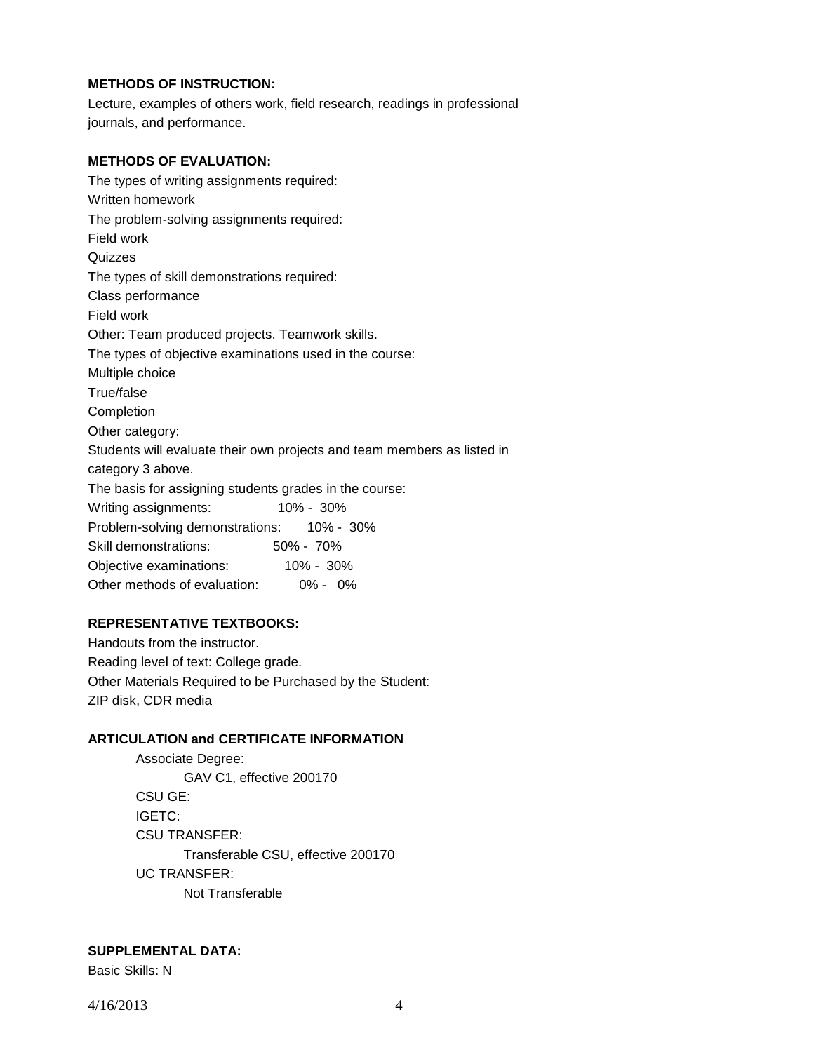**METHODS OF INSTRUCTION:**

Lecture, examples of others work, field research, readings in professional journals, and performance.

**METHODS OF EVALUATION:**

The types of writing assignments required:
Written homework
The problem-solving assignments required:
Field work
Quizzes
The types of skill demonstrations required:
Class performance
Field work
Other: Team produced projects. Teamwork skills.
The types of objective examinations used in the course:
Multiple choice
True/false
Completion
Other category:
Students will evaluate their own projects and team members as listed in category 3 above.
The basis for assigning students grades in the course:

| | |
|---|---|
| Writing assignments: | 10% - 30% |
| Problem-solving demonstrations: | 10% - 30% |
| Skill demonstrations: | 50% - 70% |
| Objective examinations: | 10% - 30% |
| Other methods of evaluation: | 0% - 0% |

**REPRESENTATIVE TEXTBOOKS:**

Handouts from the instructor.
Reading level of text: College grade.
Other Materials Required to be Purchased by the Student:
ZIP disk, CDR media

**ARTICULATION and CERTIFICATE INFORMATION**

Associate Degree:
GAV C1, effective 200170
CSU GE:
IGETC:
CSU TRANSFER:
Transferable CSU, effective 200170
UC TRANSFER:
Not Transferable

**SUPPLEMENTAL DATA:**

Basic Skills: N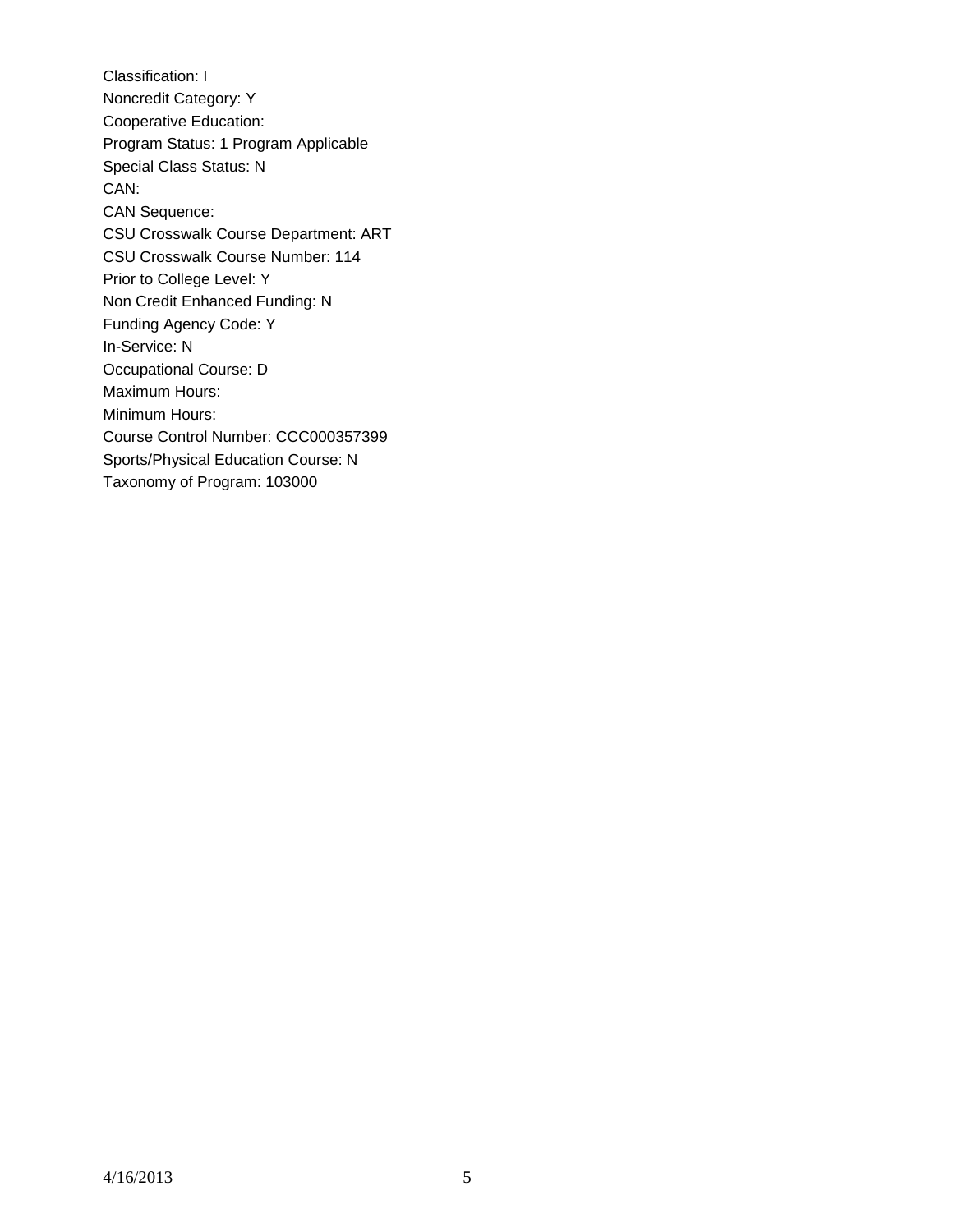Classification: I
Noncredit Category: Y
Cooperative Education:
Program Status: 1 Program Applicable
Special Class Status: N
CAN:
CAN Sequence:
CSU Crosswalk Course Department: ART
CSU Crosswalk Course Number: 114
Prior to College Level: Y
Non Credit Enhanced Funding: N
Funding Agency Code: Y
In-Service: N
Occupational Course: D
Maximum Hours:
Minimum Hours:
Course Control Number: CCC000357399
Sports/Physical Education Course: N
Taxonomy of Program: 103000